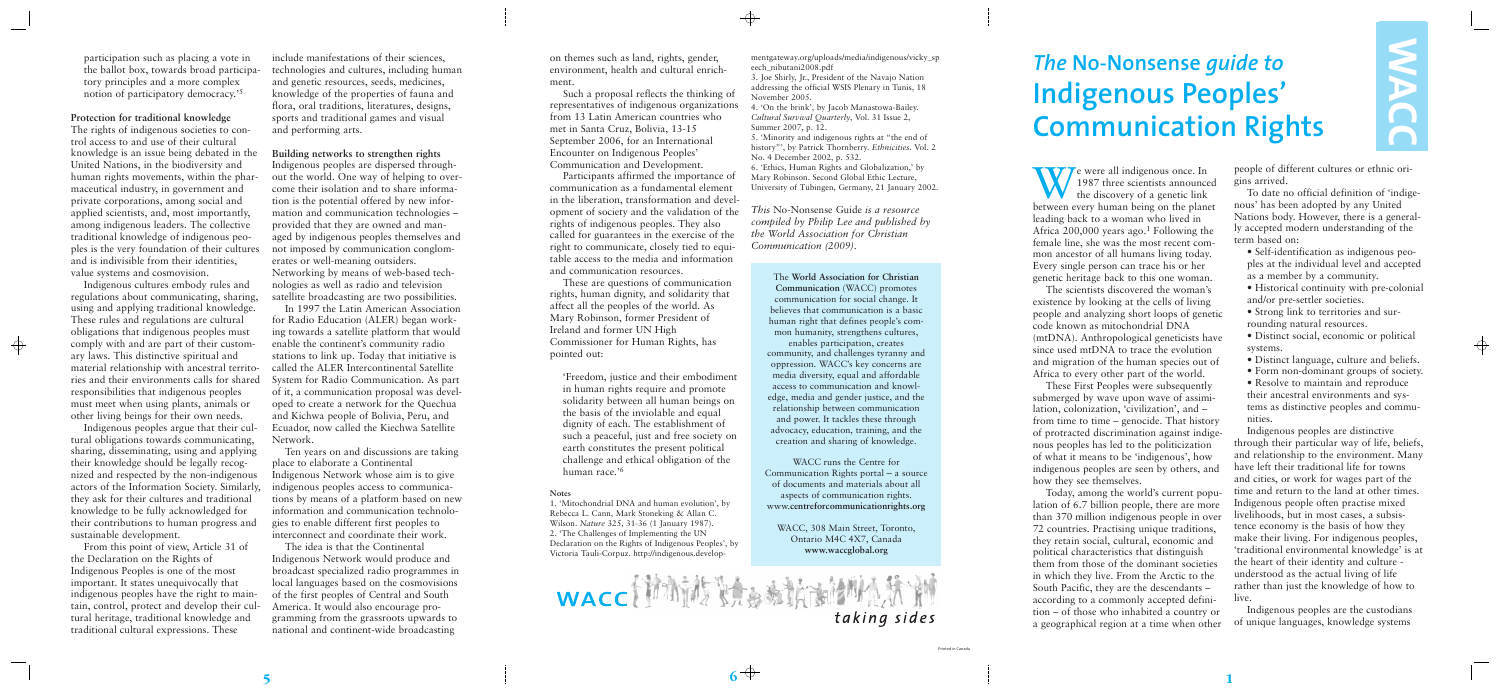# *The* No-Nonsense *guide to* Indigenous Peoples' Communication Rights

We were all indigenous once. In 1987 three scientists announced the discovery of a genetic link between every human being on the planet leading back to a woman who lived in Africa 200,000 years ago.[1] Following the female line, she was the most recent common ancestor of all humans living today. Every single person can trace his or her genetic heritage back to this one woman.

The scientists discovered the woman's existence by looking at the cells of living people and analyzing short loops of genetic code known as mitochondrial DNA (mtDNA). Anthropological geneticists have since used mtDNA to trace the evolution and migration of the human species out of Africa to every other part of the world.

These First Peoples were subsequently submerged by wave upon wave of assimilation, colonization, 'civilization', and – from time to time – genocide. That history of protracted discrimination against indigenous peoples has led to the politicization of what it means to be 'indigenous', how indigenous peoples are seen by others, and how they see themselves.

Today, among the world's current population of 6.7 billion people, there are more than 370 million indigenous people in over 72 countries. Practising unique traditions, they retain social, cultural, economic and political characteristics that distinguish them from those of the dominant societies in which they live. From the Arctic to the South Pacific, they are the descendants – according to a commonly accepted definition – of those who inhabited a country or a geographical region at a time when other people of different cultures or ethnic origins arrived.

To date no official definition of 'indigenous' has been adopted by any United Nations body. However, there is a generally accepted modern understanding of the term based on:

- Self-identification as indigenous peoples at the individual level and accepted as a member by a community.
- Historical continuity with pre-colonial and/or pre-settler societies.
- Strong link to territories and surrounding natural resources.
- Distinct social, economic or political systems.
- Distinct language, culture and beliefs.
- Form non-dominant groups of society.
- Resolve to maintain and reproduce their ancestral environments and systems as distinctive peoples and communities.

Indigenous peoples are distinctive through their particular way of life, beliefs, and relationship to the environment. Many have left their traditional life for towns and cities, or work for wages part of the time and return to the land at other times. Indigenous people often practise mixed livelihoods, but in most cases, a subsistence economy is the basis of how they make their living. For indigenous peoples, 'traditional environmental knowledge' is at the heart of their identity and culture – understood as the actual living of life rather than just the knowledge of how to live.

Indigenous peoples are the custodians of unique languages, knowledge systems

participation such as placing a vote in the ballot box, towards broad participatory principles and a more complex notion of participatory democracy.'[5]

**Protection for traditional knowledge**

The rights of indigenous societies to control access to and use of their cultural knowledge is an issue being debated in the United Nations, in the biodiversity and human rights movements, within the pharmaceutical industry, in government and private corporations, among social and applied scientists, and, most importantly, among indigenous leaders. The collective traditional knowledge of indigenous peoples is the very foundation of their cultures and is indivisible from their identities, value systems and cosmovision.

Indigenous cultures embody rules and regulations about communicating, sharing, using and applying traditional knowledge. These rules and regulations are cultural obligations that indigenous peoples must comply with and are part of their customary laws. This distinctive spiritual and material relationship with ancestral territories and their environments calls for shared responsibilities that indigenous peoples must meet when using plants, animals or other living beings for their own needs.

Indigenous peoples argue that their cultural obligations towards communicating, sharing, disseminating, using and applying their knowledge should be legally recognized and respected by the non-indigenous actors of the Information Society. Similarly, they ask for their cultures and traditional knowledge to be fully acknowledged for their contributions to human progress and sustainable development.

From this point of view, Article 31 of the Declaration on the Rights of Indigenous Peoples is one of the most important. It states unequivocally that indigenous peoples have the right to maintain, control, protect and develop their cultural heritage, traditional knowledge and traditional cultural expressions. These include manifestations of their sciences, technologies and cultures, including human and genetic resources, seeds, medicines, knowledge of the properties of fauna and flora, oral traditions, literatures, designs, sports and traditional games and visual and performing arts.

**Building networks to strengthen rights**

Indigenous peoples are dispersed throughout the world. One way of helping to overcome their isolation and to share information is the potential offered by new information and communication technologies – provided that they are owned and managed by indigenous peoples themselves and not imposed by communication conglomerates or well-meaning outsiders. Networking by means of web-based technologies as well as radio and television satellite broadcasting are two possibilities.

In 1997 the Latin American Association for Radio Education (ALER) began working towards a satellite platform that would enable the continent's community radio stations to link up. Today that initiative is called the ALER Intercontinental Satellite System for Radio Communication. As part of it, a communication proposal was developed to create a network for the Quechua and Kichwa people of Bolivia, Peru, and Ecuador, now called the Kiechwa Satellite Network.

Ten years on and discussions are taking place to elaborate a Continental Indigenous Network whose aim is to give indigenous peoples access to communications by means of a platform based on new information and communication technologies to enable different first peoples to interconnect and coordinate their work.

The idea is that the Continental Indigenous Network would produce and broadcast specialized radio programmes in local languages based on the cosmovisions of the first peoples of Central and South America. It would also encourage programming from the grassroots upwards to national and continent-wide broadcasting on themes such as land, rights, gender, environment, health and cultural enrichment.

Such a proposal reflects the thinking of representatives of indigenous organizations from 13 Latin American countries who met in Santa Cruz, Bolivia, 13-15 September 2006, for an International Encounter on Indigenous Peoples' Communication and Development.

Participants affirmed the importance of communication as a fundamental element in the liberation, transformation and development of society and the validation of the rights of indigenous peoples. They also called for guarantees in the exercise of the right to communicate, closely tied to equitable access to the media and information and communication resources.

These are questions of communication rights, human dignity, and solidarity that affect all the peoples of the world. As Mary Robinson, former President of Ireland and former UN High Commissioner for Human Rights, has pointed out:

> 'Freedom, justice and their embodiment in human rights require and promote solidarity between all human beings on the basis of the inviolable and equal dignity of each. The establishment of such a peaceful, just and free society on earth constitutes the present political challenge and ethical obligation of the human race.'[6]

**Notes**

1. 'Mitochondrial DNA and human evolution', by Rebecca L. Cann, Mark Stoneking & Allan C. Wilson. *Nature* 325, 31-36 (1 January 1987).
2. 'The Challenges of Implementing the UN Declaration on the Rights of Indigenous Peoples', by Victoria Tauli-Corpuz. http://indigenous.developmentgateway.org/uploads/media/indigenous/vicky_speech_nibutani2008.pdf
3. Joe Shirly, Jr., President of the Navajo Nation addressing the official WSIS Plenary in Tunis, 18 November 2005.
4. 'On the brink', by Jacob Manastowa-Bailey. *Cultural Survival Quarterly*, Vol. 31 Issue 2, Summer 2007, p. 12.
5. 'Minority and indigenous rights at "the end of history"', by Patrick Thornberry. *Ethnicities*. Vol. 2 No. 4 December 2002, p. 532.
6. 'Ethics, Human Rights and Globalization,' by Mary Robinson. Second Global Ethic Lecture, University of Tübingen, Germany, 21 January 2002.

*This* No-Nonsense Guide *is a resource compiled by Philip Lee and published by the World Association for Christian Communication (2009).*

The **World Association for Christian Communication** (WACC) promotes communication for social change. It believes that communication is a basic human right that defines people's common humanity, strengthens cultures, enables participation, creates community, and challenges tyranny and oppression. WACC's key concerns are media diversity, equal and affordable access to communication and knowledge, media and gender justice, and the relationship between communication and power. It tackles these through advocacy, education, training, and the creation and sharing of knowledge.

WACC runs the Centre for Communication Rights portal – a source of documents and materials about all aspects of communication rights. www.**centreforcommunicationrights.org**

WACC, 308 Main Street, Toronto, Ontario M4C 4X7, Canada
**www.waccglobal.org**

WACC *taking sides*

Printed in Canada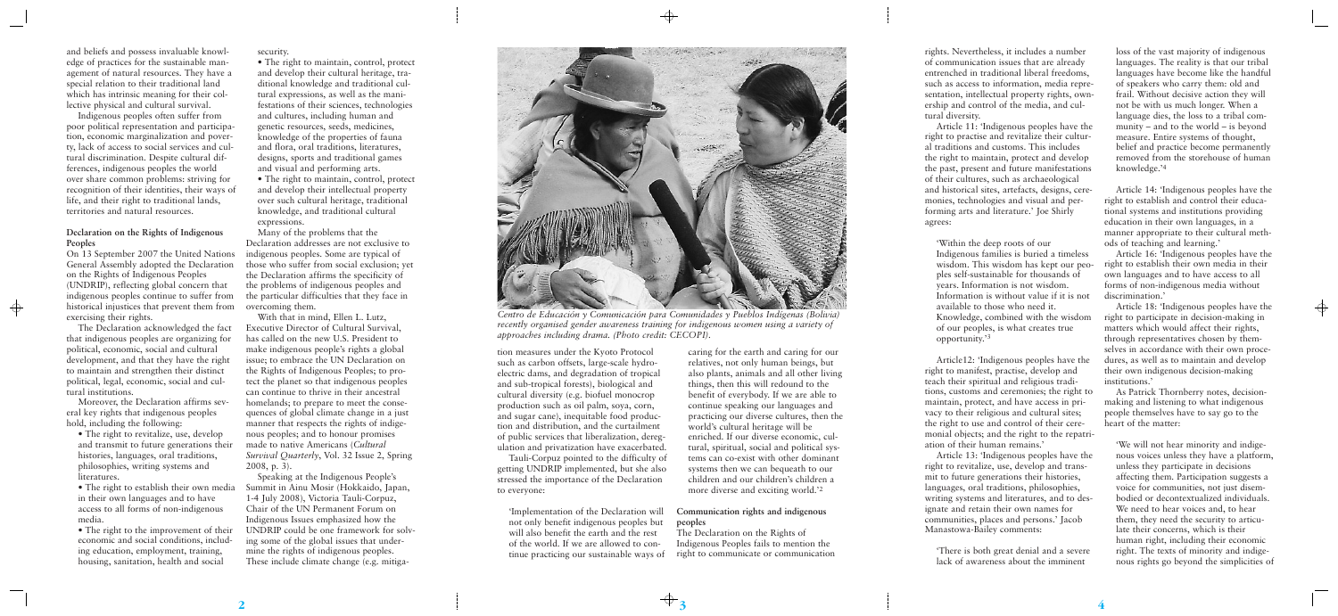and beliefs and possess invaluable knowledge of practices for the sustainable management of natural resources. They have a special relation to their traditional land which has intrinsic meaning for their collective physical and cultural survival.

Indigenous peoples often suffer from poor political representation and participation, economic marginalization and poverty, lack of access to social services and cultural discrimination. Despite cultural differences, indigenous peoples the world over share common problems: striving for recognition of their identities, their ways of life, and their right to traditional lands, territories and natural resources.

### Declaration on the Rights of Indigenous Peoples

On 13 September 2007 the United Nations General Assembly adopted the Declaration on the Rights of Indigenous Peoples (UNDRIP), reflecting global concern that indigenous peoples continue to suffer from historical injustices that prevent them from exercising their rights.

The Declaration acknowledged the fact that indigenous peoples are organizing for political, economic, social and cultural development, and that they have the right to maintain and strengthen their distinct political, legal, economic, social and cultural institutions.

Moreover, the Declaration affirms several key rights that indigenous peoples hold, including the following:

- The right to revitalize, use, develop and transmit to future generations their histories, languages, oral traditions, philosophies, writing systems and literatures.
- The right to establish their own media in their own languages and to have access to all forms of non-indigenous media.
- The right to the improvement of their economic and social conditions, including education, employment, training, housing, sanitation, health and social security.
- The right to maintain, control, protect and develop their cultural heritage, traditional knowledge and traditional cultural expressions, as well as the manifestations of their sciences, technologies and cultures, including human and genetic resources, seeds, medicines, knowledge of the properties of fauna and flora, oral traditions, literatures, designs, sports and traditional games and visual and performing arts.
- The right to maintain, control, protect and develop their intellectual property over such cultural heritage, traditional knowledge, and traditional cultural expressions.

Many of the problems that the Declaration addresses are not exclusive to indigenous peoples. Some are typical of those who suffer from social exclusion; yet the Declaration affirms the specificity of the problems of indigenous peoples and the particular difficulties that they face in overcoming them.

With that in mind, Ellen L. Lutz, Executive Director of Cultural Survival, has called on the new U.S. President to make indigenous people's rights a global issue; to embrace the UN Declaration on the Rights of Indigenous Peoples; to protect the planet so that indigenous peoples can continue to thrive in their ancestral homelands; to prepare to meet the consequences of global climate change in a just manner that respects the rights of indigenous peoples; and to honour promises made to native Americans (*Cultural Survival Quarterly*, Vol. 32 Issue 2, Spring 2008, p. 3).

Speaking at the Indigenous People's Summit in Ainu Mosir (Hokkaido, Japan, 1-4 July 2008), Victoria Tauli-Corpuz, Chair of the UN Permanent Forum on Indigenous Issues emphasized how the UNDRIP could be one framework for solving some of the global issues that undermine the rights of indigenous peoples. These include climate change (e.g. mitigation measures under the Kyoto Protocol such as carbon offsets, large-scale hydroelectric dams, and degradation of tropical and sub-tropical forests), biological and cultural diversity (e.g. biofuel monocrop production such as oil palm, soya, corn, and sugar cane), inequitable food production and distribution, and the curtailment of public services that liberalization, deregulation and privatization have exacerbated.

*Centro de Educación y Comunicación para Comunidades y Pueblos Indígenas (Bolivia) recently organised gender awareness training for indigenous women using a variety of approaches including drama. (Photo credit: CECOPI).*

Tauli-Corpuz pointed to the difficulty of getting UNDRIP implemented, but she also stressed the importance of the Declaration to everyone:

> 'Implementation of the Declaration will not only benefit indigenous peoples but will also benefit the earth and the rest of the world. If we are allowed to continue practicing our sustainable ways of caring for the earth and caring for our relatives, not only human beings, but also plants, animals and all other living things, then this will redound to the benefit of everybody. If we are able to continue speaking our languages and practicing our diverse cultures, then the world's cultural heritage will be enriched. If our diverse economic, cultural, spiritual, social and political systems can co-exist with other dominant systems then we can bequeath to our children and our children's children a more diverse and exciting world.'[2]

### Communication rights and indigenous peoples

The Declaration on the Rights of Indigenous Peoples fails to mention the right to communicate or communication rights. Nevertheless, it includes a number of communication issues that are already entrenched in traditional liberal freedoms, such as access to information, media representation, intellectual property rights, ownership and control of the media, and cultural diversity.

Article 11: 'Indigenous peoples have the right to practise and revitalize their cultural traditions and customs. This includes the right to maintain, protect and develop the past, present and future manifestations of their cultures, such as archaeological and historical sites, artefacts, designs, ceremonies, technologies and visual and performing arts and literature.' Joe Shirly agrees:

> 'Within the deep roots of our Indigenous families is buried a timeless wisdom. This wisdom has kept our peoples self-sustainable for thousands of years. Information is not wisdom. Information is without value if it is not available to those who need it. Knowledge, combined with the wisdom of our peoples, is what creates true opportunity.'[3]

Article12: 'Indigenous peoples have the right to manifest, practise, develop and teach their spiritual and religious traditions, customs and ceremonies; the right to maintain, protect, and have access in privacy to their religious and cultural sites; the right to use and control of their ceremonial objects; and the right to the repatriation of their human remains.'

Article 13: 'Indigenous peoples have the right to revitalize, use, develop and transmit to future generations their histories, languages, oral traditions, philosophies, writing systems and literatures, and to designate and retain their own names for communities, places and persons.' Jacob Manastowa-Bailey comments:

> 'There is both great denial and a severe lack of awareness about the imminent loss of the vast majority of indigenous languages. The reality is that our tribal languages have become like the handful of speakers who carry them: old and frail. Without decisive action they will not be with us much longer. When a language dies, the loss to a tribal community – and to the world – is beyond measure. Entire systems of thought, belief and practice become permanently removed from the storehouse of human knowledge.'[4]

Article 14: 'Indigenous peoples have the right to establish and control their educational systems and institutions providing education in their own languages, in a manner appropriate to their cultural methods of teaching and learning.'

Article 16: 'Indigenous peoples have the right to establish their own media in their own languages and to have access to all forms of non-indigenous media without discrimination.'

Article 18: 'Indigenous peoples have the right to participate in decision-making in matters which would affect their rights, through representatives chosen by themselves in accordance with their own procedures, as well as to maintain and develop their own indigenous decision-making institutions.'

As Patrick Thornberry notes, decision-making and listening to what indigenous people themselves have to say go to the heart of the matter:

> 'We will not hear minority and indigenous voices unless they have a platform, unless they participate in decisions affecting them. Participation suggests a voice for communities, not just disembodied or decontextualized individuals. We need to hear voices and, to hear them, they need the security to articulate their concerns, which is their human right, including their economic right. The texts of minority and indigenous rights go beyond the simplicities of